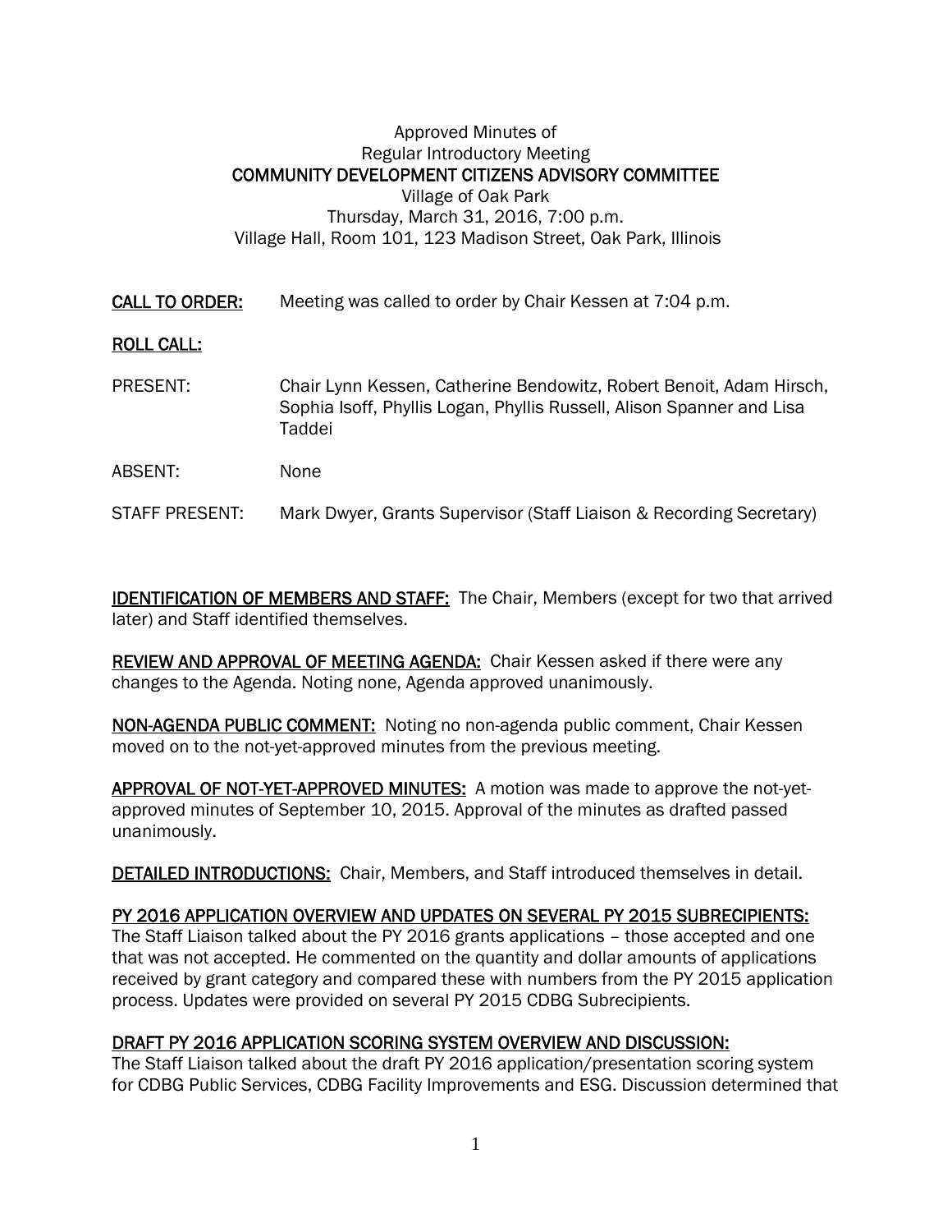Approved Minutes of
Regular Introductory Meeting
**COMMUNITY DEVELOPMENT CITIZENS ADVISORY COMMITTEE**
Village of Oak Park
Thursday, March 31, 2016, 7:00 p.m.
Village Hall, Room 101, 123 Madison Street, Oak Park, Illinois

**CALL TO ORDER:** Meeting was called to order by Chair Kessen at 7:04 p.m.

**ROLL CALL:**

PRESENT: Chair Lynn Kessen, Catherine Bendowitz, Robert Benoit, Adam Hirsch, Sophia Isoff, Phyllis Logan, Phyllis Russell, Alison Spanner and Lisa Taddei

ABSENT: None

STAFF PRESENT: Mark Dwyer, Grants Supervisor (Staff Liaison & Recording Secretary)

**IDENTIFICATION OF MEMBERS AND STAFF:** The Chair, Members (except for two that arrived later) and Staff identified themselves.

**REVIEW AND APPROVAL OF MEETING AGENDA:** Chair Kessen asked if there were any changes to the Agenda. Noting none, Agenda approved unanimously.

**NON-AGENDA PUBLIC COMMENT:** Noting no non-agenda public comment, Chair Kessen moved on to the not-yet-approved minutes from the previous meeting.

**APPROVAL OF NOT-YET-APPROVED MINUTES:** A motion was made to approve the not-yet-approved minutes of September 10, 2015. Approval of the minutes as drafted passed unanimously.

**DETAILED INTRODUCTIONS:** Chair, Members, and Staff introduced themselves in detail.

**PY 2016 APPLICATION OVERVIEW AND UPDATES ON SEVERAL PY 2015 SUBRECIPIENTS:**
The Staff Liaison talked about the PY 2016 grants applications – those accepted and one that was not accepted. He commented on the quantity and dollar amounts of applications received by grant category and compared these with numbers from the PY 2015 application process. Updates were provided on several PY 2015 CDBG Subrecipients.

**DRAFT PY 2016 APPLICATION SCORING SYSTEM OVERVIEW AND DISCUSSION:**
The Staff Liaison talked about the draft PY 2016 application/presentation scoring system for CDBG Public Services, CDBG Facility Improvements and ESG. Discussion determined that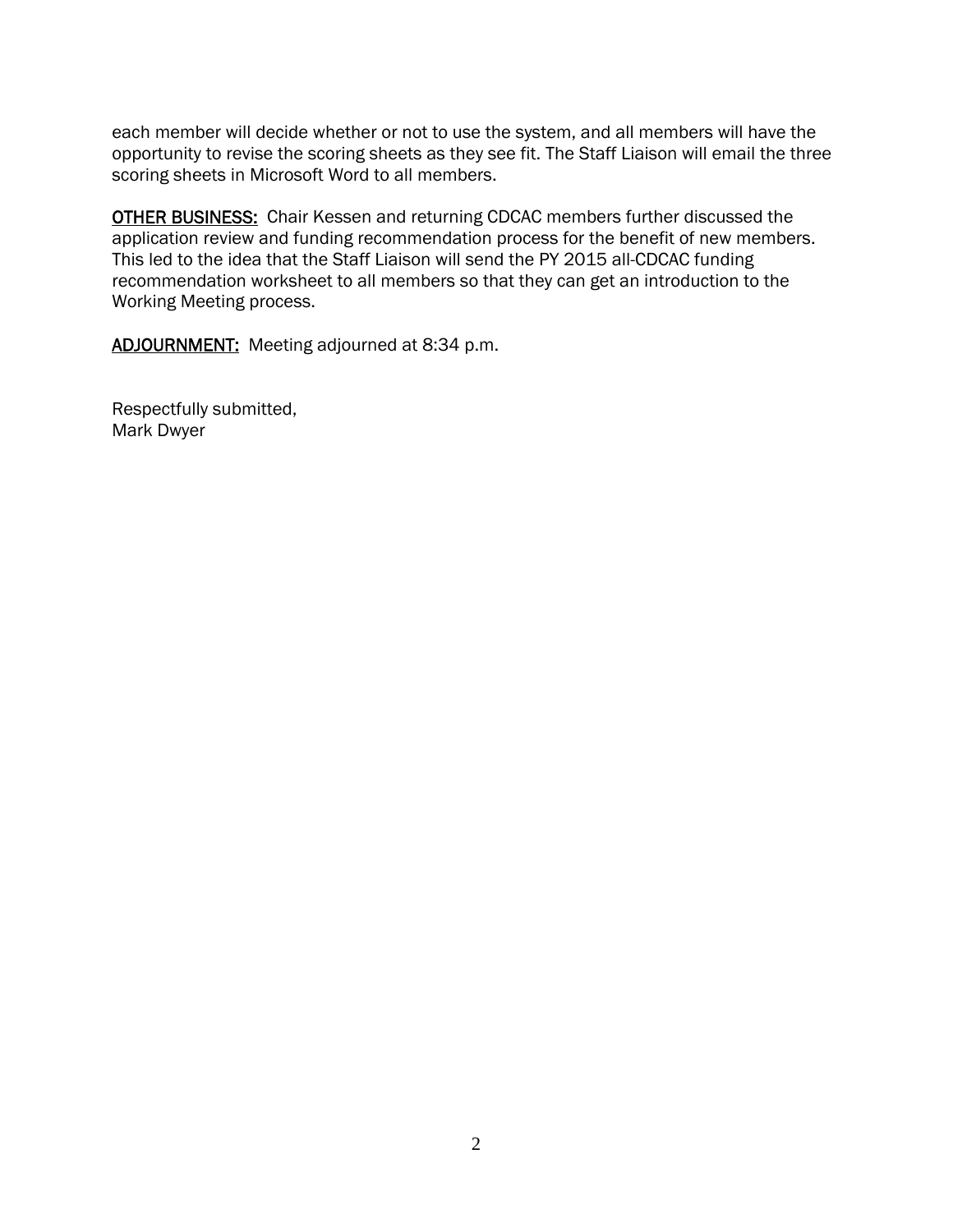each member will decide whether or not to use the system, and all members will have the opportunity to revise the scoring sheets as they see fit. The Staff Liaison will email the three scoring sheets in Microsoft Word to all members.

**OTHER BUSINESS:** Chair Kessen and returning CDCAC members further discussed the application review and funding recommendation process for the benefit of new members. This led to the idea that the Staff Liaison will send the PY 2015 all-CDCAC funding recommendation worksheet to all members so that they can get an introduction to the Working Meeting process.

**ADJOURNMENT:** Meeting adjourned at 8:34 p.m.

Respectfully submitted,
Mark Dwyer